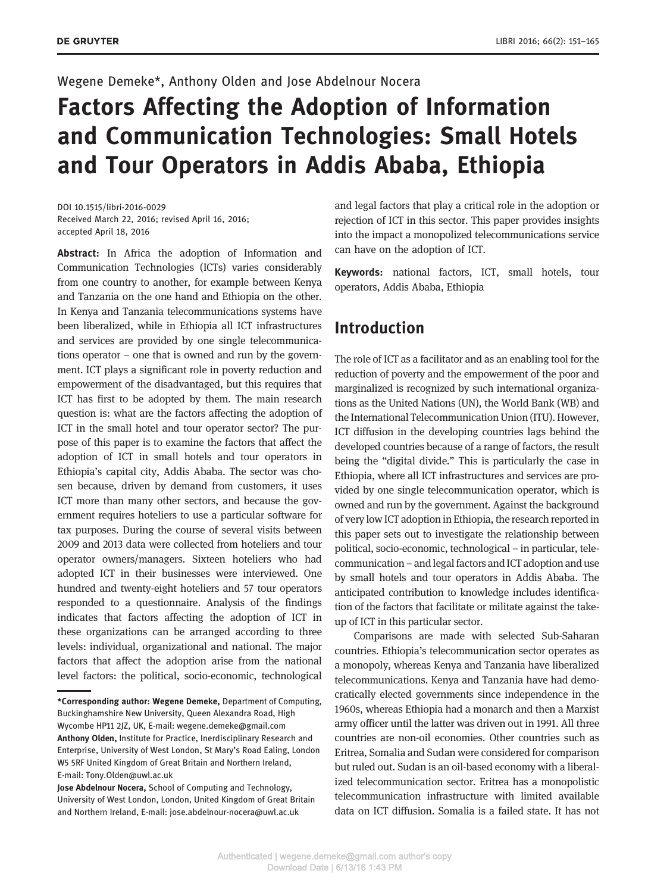Wegene Demeke*, Anthony Olden and Jose Abdelnour Nocera

# Factors Affecting the Adoption of Information and Communication Technologies: Small Hotels and Tour Operators in Addis Ababa, Ethiopia

DOI 10.1515/libri-2016-0029
Received March 22, 2016; revised April 16, 2016; accepted April 18, 2016

**Abstract:** In Africa the adoption of Information and Communication Technologies (ICTs) varies considerably from one country to another, for example between Kenya and Tanzania on the one hand and Ethiopia on the other. In Kenya and Tanzania telecommunications systems have been liberalized, while in Ethiopia all ICT infrastructures and services are provided by one single telecommunications operator – one that is owned and run by the government. ICT plays a significant role in poverty reduction and empowerment of the disadvantaged, but this requires that ICT has first to be adopted by them. The main research question is: what are the factors affecting the adoption of ICT in the small hotel and tour operator sector? The purpose of this paper is to examine the factors that affect the adoption of ICT in small hotels and tour operators in Ethiopia's capital city, Addis Ababa. The sector was chosen because, driven by demand from customers, it uses ICT more than many other sectors, and because the government requires hoteliers to use a particular software for tax purposes. During the course of several visits between 2009 and 2013 data were collected from hoteliers and tour operator owners/managers. Sixteen hoteliers who had adopted ICT in their businesses were interviewed. One hundred and twenty-eight hoteliers and 57 tour operators responded to a questionnaire. Analysis of the findings indicates that factors affecting the adoption of ICT in these organizations can be arranged according to three levels: individual, organizational and national. The major factors that affect the adoption arise from the national level factors: the political, socio-economic, technological and legal factors that play a critical role in the adoption or rejection of ICT in this sector. This paper provides insights into the impact a monopolized telecommunications service can have on the adoption of ICT.

**Keywords:** national factors, ICT, small hotels, tour operators, Addis Ababa, Ethiopia

***Corresponding author: Wegene Demeke,** Department of Computing, Buckinghamshire New University, Queen Alexandra Road, High Wycombe HP11 2JZ, UK, E-mail: wegene.demeke@gmail.com
**Anthony Olden,** Institute for Practice, Inerdisciplinary Research and Enterprise, University of West London, St Mary's Road Ealing, London W5 5RF United Kingdom of Great Britain and Northern Ireland, E-mail: Tony.Olden@uwl.ac.uk
**Jose Abdelnour Nocera,** School of Computing and Technology, University of West London, London, United Kingdom of Great Britain and Northern Ireland, E-mail: jose.abdelnour-nocera@uwl.ac.uk

## Introduction

The role of ICT as a facilitator and as an enabling tool for the reduction of poverty and the empowerment of the poor and marginalized is recognized by such international organizations as the United Nations (UN), the World Bank (WB) and the International Telecommunication Union (ITU). However, ICT diffusion in the developing countries lags behind the developed countries because of a range of factors, the result being the "digital divide." This is particularly the case in Ethiopia, where all ICT infrastructures and services are provided by one single telecommunication operator, which is owned and run by the government. Against the background of very low ICT adoption in Ethiopia, the research reported in this paper sets out to investigate the relationship between political, socio-economic, technological – in particular, telecommunication – and legal factors and ICT adoption and use by small hotels and tour operators in Addis Ababa. The anticipated contribution to knowledge includes identification of the factors that facilitate or militate against the take-up of ICT in this particular sector.

Comparisons are made with selected Sub-Saharan countries. Ethiopia's telecommunication sector operates as a monopoly, whereas Kenya and Tanzania have liberalized telecommunications. Kenya and Tanzania have had democratically elected governments since independence in the 1960s, whereas Ethiopia had a monarch and then a Marxist army officer until the latter was driven out in 1991. All three countries are non-oil economies. Other countries such as Eritrea, Somalia and Sudan were considered for comparison but ruled out. Sudan is an oil-based economy with a liberalized telecommunication sector. Eritrea has a monopolistic telecommunication infrastructure with limited available data on ICT diffusion. Somalia is a failed state. It has not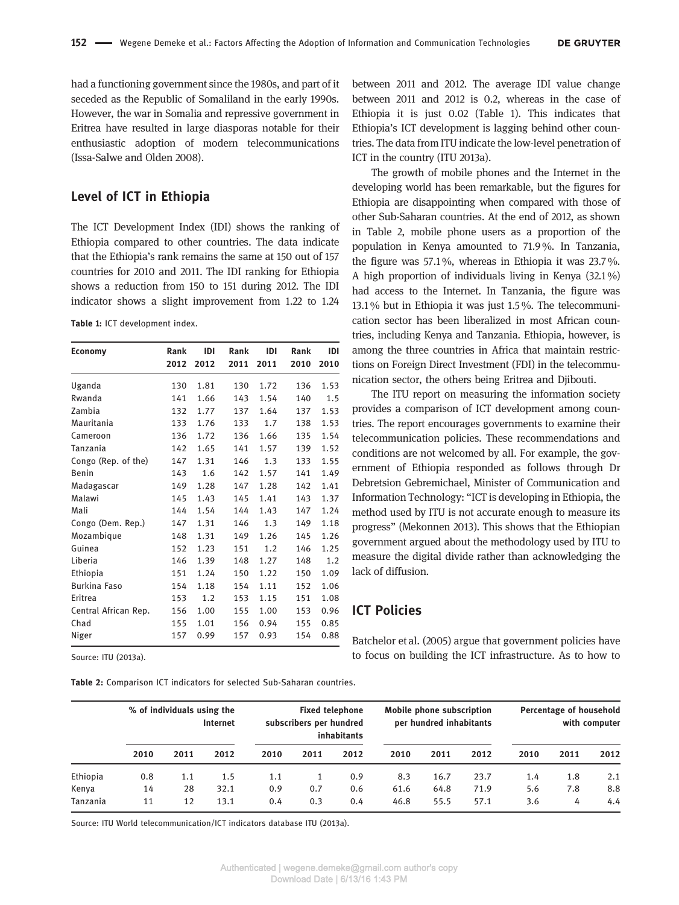had a functioning government since the 1980s, and part of it seceded as the Republic of Somaliland in the early 1990s. However, the war in Somalia and repressive government in Eritrea have resulted in large diasporas notable for their enthusiastic adoption of modern telecommunications (Issa-Salwe and Olden 2008).

## Level of ICT in Ethiopia

The ICT Development Index (IDI) shows the ranking of Ethiopia compared to other countries. The data indicate that the Ethiopia's rank remains the same at 150 out of 157 countries for 2010 and 2011. The IDI ranking for Ethiopia shows a reduction from 150 to 151 during 2012. The IDI indicator shows a slight improvement from 1.22 to 1.24 between 2011 and 2012. The average IDI value change between 2011 and 2012 is 0.2, whereas in the case of Ethiopia it is just 0.02 (Table 1). This indicates that Ethiopia's ICT development is lagging behind other countries. The data from ITU indicate the low-level penetration of ICT in the country (ITU 2013a).

**Table 1:** ICT development index.

| Economy | Rank 2012 | IDI 2012 | Rank 2011 | IDI 2011 | Rank 2010 | IDI 2010 |
|---|---|---|---|---|---|---|
| Uganda | 130 | 1.81 | 130 | 1.72 | 136 | 1.53 |
| Rwanda | 141 | 1.66 | 143 | 1.54 | 140 | 1.5 |
| Zambia | 132 | 1.77 | 137 | 1.64 | 137 | 1.53 |
| Mauritania | 133 | 1.76 | 133 | 1.7 | 138 | 1.53 |
| Cameroon | 136 | 1.72 | 136 | 1.66 | 135 | 1.54 |
| Tanzania | 142 | 1.65 | 141 | 1.57 | 139 | 1.52 |
| Congo (Rep. of the) | 147 | 1.31 | 146 | 1.3 | 133 | 1.55 |
| Benin | 143 | 1.6 | 142 | 1.57 | 141 | 1.49 |
| Madagascar | 149 | 1.28 | 147 | 1.28 | 142 | 1.41 |
| Malawi | 145 | 1.43 | 145 | 1.41 | 143 | 1.37 |
| Mali | 144 | 1.54 | 144 | 1.43 | 147 | 1.24 |
| Congo (Dem. Rep.) | 147 | 1.31 | 146 | 1.3 | 149 | 1.18 |
| Mozambique | 148 | 1.31 | 149 | 1.26 | 145 | 1.26 |
| Guinea | 152 | 1.23 | 151 | 1.2 | 146 | 1.25 |
| Liberia | 146 | 1.39 | 148 | 1.27 | 148 | 1.2 |
| Ethiopia | 151 | 1.24 | 150 | 1.22 | 150 | 1.09 |
| Burkina Faso | 154 | 1.18 | 154 | 1.11 | 152 | 1.06 |
| Eritrea | 153 | 1.2 | 153 | 1.15 | 151 | 1.08 |
| Central African Rep. | 156 | 1.00 | 155 | 1.00 | 153 | 0.96 |
| Chad | 155 | 1.01 | 156 | 0.94 | 155 | 0.85 |
| Niger | 157 | 0.99 | 157 | 0.93 | 154 | 0.88 |

Source: ITU (2013a).

The growth of mobile phones and the Internet in the developing world has been remarkable, but the figures for Ethiopia are disappointing when compared with those of other Sub-Saharan countries. At the end of 2012, as shown in Table 2, mobile phone users as a proportion of the population in Kenya amounted to 71.9 %. In Tanzania, the figure was 57.1 %, whereas in Ethiopia it was 23.7 %. A high proportion of individuals living in Kenya (32.1 %) had access to the Internet. In Tanzania, the figure was 13.1 % but in Ethiopia it was just 1.5 %. The telecommunication sector has been liberalized in most African countries, including Kenya and Tanzania. Ethiopia, however, is among the three countries in Africa that maintain restrictions on Foreign Direct Investment (FDI) in the telecommunication sector, the others being Eritrea and Djibouti.

The ITU report on measuring the information society provides a comparison of ICT development among countries. The report encourages governments to examine their telecommunication policies. These recommendations and conditions are not welcomed by all. For example, the government of Ethiopia responded as follows through Dr Debretsion Gebremichael, Minister of Communication and Information Technology: "ICT is developing in Ethiopia, the method used by ITU is not accurate enough to measure its progress" (Mekonnen 2013). This shows that the Ethiopian government argued about the methodology used by ITU to measure the digital divide rather than acknowledging the lack of diffusion.

## ICT Policies

Batchelor et al. (2005) argue that government policies have to focus on building the ICT infrastructure. As to how to

**Table 2:** Comparison ICT indicators for selected Sub-Saharan countries.

| | % of individuals using the Internet | | | Fixed telephone subscribers per hundred inhabitants | | | Mobile phone subscription per hundred inhabitants | | | Percentage of household with computer | | |
|---|---|---|---|---|---|---|---|---|---|---|---|---|
| | 2010 | 2011 | 2012 | 2010 | 2011 | 2012 | 2010 | 2011 | 2012 | 2010 | 2011 | 2012 |
| Ethiopia | 0.8 | 1.1 | 1.5 | 1.1 | 1 | 0.9 | 8.3 | 16.7 | 23.7 | 1.4 | 1.8 | 2.1 |
| Kenya | 14 | 28 | 32.1 | 0.9 | 0.7 | 0.6 | 61.6 | 64.8 | 71.9 | 5.6 | 7.8 | 8.8 |
| Tanzania | 11 | 12 | 13.1 | 0.4 | 0.3 | 0.4 | 46.8 | 55.5 | 57.1 | 3.6 | 4 | 4.4 |

Source: ITU World telecommunication/ICT indicators database ITU (2013a).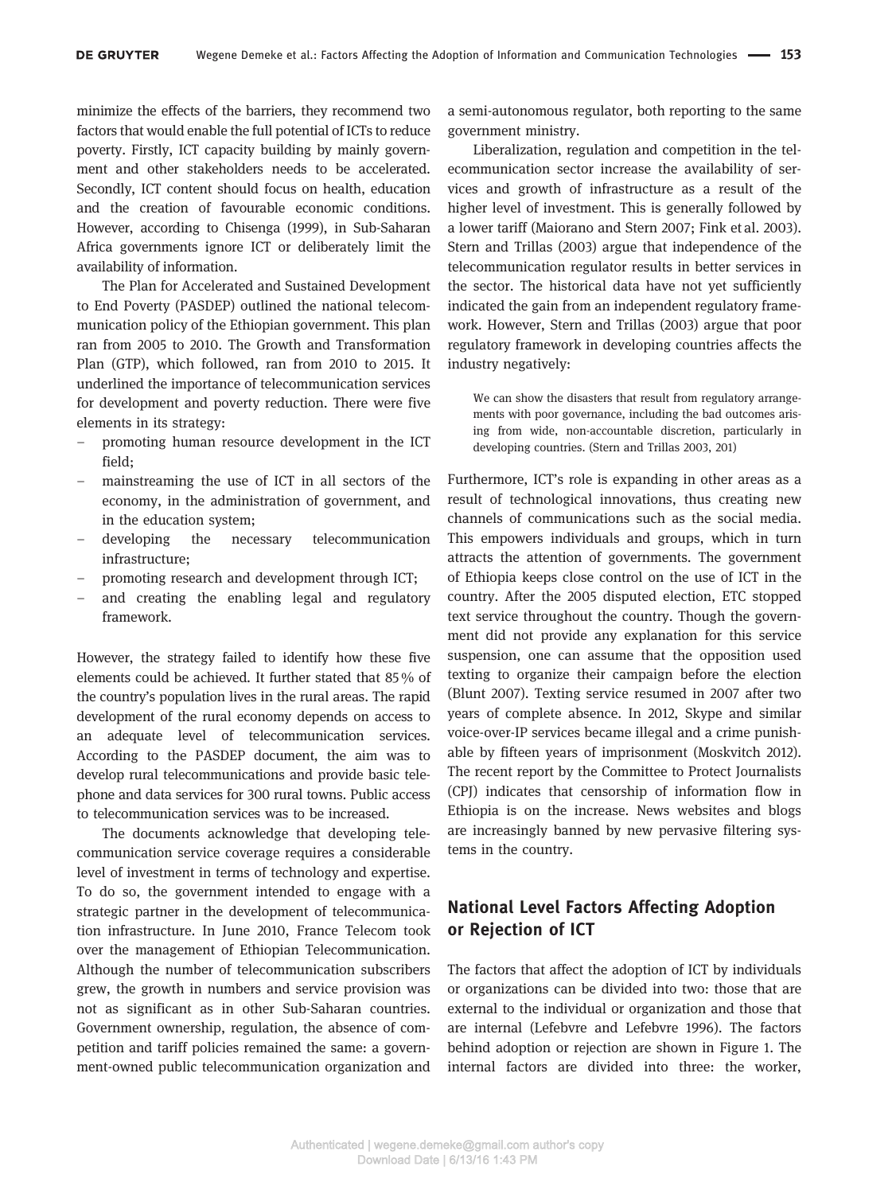minimize the effects of the barriers, they recommend two factors that would enable the full potential of ICTs to reduce poverty. Firstly, ICT capacity building by mainly government and other stakeholders needs to be accelerated. Secondly, ICT content should focus on health, education and the creation of favourable economic conditions. However, according to Chisenga (1999), in Sub-Saharan Africa governments ignore ICT or deliberately limit the availability of information.

The Plan for Accelerated and Sustained Development to End Poverty (PASDEP) outlined the national telecommunication policy of the Ethiopian government. This plan ran from 2005 to 2010. The Growth and Transformation Plan (GTP), which followed, ran from 2010 to 2015. It underlined the importance of telecommunication services for development and poverty reduction. There were five elements in its strategy:

- promoting human resource development in the ICT field;
- mainstreaming the use of ICT in all sectors of the economy, in the administration of government, and in the education system;
- developing the necessary telecommunication infrastructure;
- promoting research and development through ICT;
- and creating the enabling legal and regulatory framework.

However, the strategy failed to identify how these five elements could be achieved. It further stated that 85 % of the country's population lives in the rural areas. The rapid development of the rural economy depends on access to an adequate level of telecommunication services. According to the PASDEP document, the aim was to develop rural telecommunications and provide basic telephone and data services for 300 rural towns. Public access to telecommunication services was to be increased.

The documents acknowledge that developing telecommunication service coverage requires a considerable level of investment in terms of technology and expertise. To do so, the government intended to engage with a strategic partner in the development of telecommunication infrastructure. In June 2010, France Telecom took over the management of Ethiopian Telecommunication. Although the number of telecommunication subscribers grew, the growth in numbers and service provision was not as significant as in other Sub-Saharan countries. Government ownership, regulation, the absence of competition and tariff policies remained the same: a government-owned public telecommunication organization and a semi-autonomous regulator, both reporting to the same government ministry.

Liberalization, regulation and competition in the telecommunication sector increase the availability of services and growth of infrastructure as a result of the higher level of investment. This is generally followed by a lower tariff (Maiorano and Stern 2007; Fink et al. 2003). Stern and Trillas (2003) argue that independence of the telecommunication regulator results in better services in the sector. The historical data have not yet sufficiently indicated the gain from an independent regulatory framework. However, Stern and Trillas (2003) argue that poor regulatory framework in developing countries affects the industry negatively:

> We can show the disasters that result from regulatory arrangements with poor governance, including the bad outcomes arising from wide, non-accountable discretion, particularly in developing countries. (Stern and Trillas 2003, 201)

Furthermore, ICT's role is expanding in other areas as a result of technological innovations, thus creating new channels of communications such as the social media. This empowers individuals and groups, which in turn attracts the attention of governments. The government of Ethiopia keeps close control on the use of ICT in the country. After the 2005 disputed election, ETC stopped text service throughout the country. Though the government did not provide any explanation for this service suspension, one can assume that the opposition used texting to organize their campaign before the election (Blunt 2007). Texting service resumed in 2007 after two years of complete absence. In 2012, Skype and similar voice-over-IP services became illegal and a crime punishable by fifteen years of imprisonment (Moskvitch 2012). The recent report by the Committee to Protect Journalists (CPJ) indicates that censorship of information flow in Ethiopia is on the increase. News websites and blogs are increasingly banned by new pervasive filtering systems in the country.

## National Level Factors Affecting Adoption or Rejection of ICT

The factors that affect the adoption of ICT by individuals or organizations can be divided into two: those that are external to the individual or organization and those that are internal (Lefebvre and Lefebvre 1996). The factors behind adoption or rejection are shown in Figure 1. The internal factors are divided into three: the worker,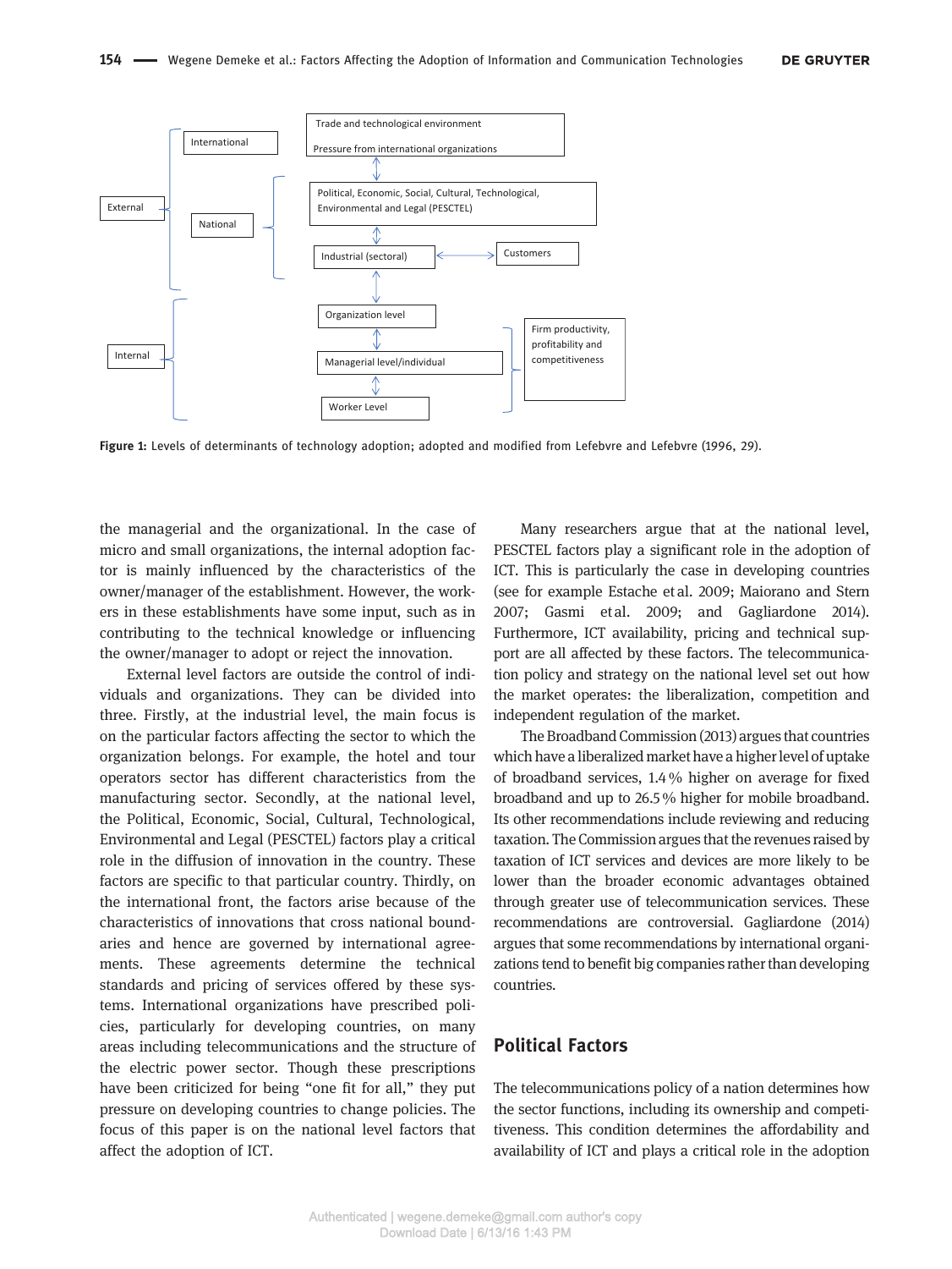External

International

National

Internal

Trade and technological environment

Pressure from international organizations

Political, Economic, Social, Cultural, Technological, Environmental and Legal (PESCTEL)

Industrial (sectoral)

Customers

Organization level

Managerial level/individual

Worker Level

Firm productivity, profitability and competitiveness

**Figure 1:** Levels of determinants of technology adoption; adopted and modified from Lefebvre and Lefebvre (1996, 29).

the managerial and the organizational. In the case of micro and small organizations, the internal adoption factor is mainly influenced by the characteristics of the owner/manager of the establishment. However, the workers in these establishments have some input, such as in contributing to the technical knowledge or influencing the owner/manager to adopt or reject the innovation.

External level factors are outside the control of individuals and organizations. They can be divided into three. Firstly, at the industrial level, the main focus is on the particular factors affecting the sector to which the organization belongs. For example, the hotel and tour operators sector has different characteristics from the manufacturing sector. Secondly, at the national level, the Political, Economic, Social, Cultural, Technological, Environmental and Legal (PESCTEL) factors play a critical role in the diffusion of innovation in the country. These factors are specific to that particular country. Thirdly, on the international front, the factors arise because of the characteristics of innovations that cross national boundaries and hence are governed by international agreements. These agreements determine the technical standards and pricing of services offered by these systems. International organizations have prescribed policies, particularly for developing countries, on many areas including telecommunications and the structure of the electric power sector. Though these prescriptions have been criticized for being "one fit for all," they put pressure on developing countries to change policies. The focus of this paper is on the national level factors that affect the adoption of ICT.

Many researchers argue that at the national level, PESCTEL factors play a significant role in the adoption of ICT. This is particularly the case in developing countries (see for example Estache et al. 2009; Maiorano and Stern 2007; Gasmi et al. 2009; and Gagliardone 2014). Furthermore, ICT availability, pricing and technical support are all affected by these factors. The telecommunication policy and strategy on the national level set out how the market operates: the liberalization, competition and independent regulation of the market.

The Broadband Commission (2013) argues that countries which have a liberalized market have a higher level of uptake of broadband services, 1.4 % higher on average for fixed broadband and up to 26.5 % higher for mobile broadband. Its other recommendations include reviewing and reducing taxation. The Commission argues that the revenues raised by taxation of ICT services and devices are more likely to be lower than the broader economic advantages obtained through greater use of telecommunication services. These recommendations are controversial. Gagliardone (2014) argues that some recommendations by international organizations tend to benefit big companies rather than developing countries.

## Political Factors

The telecommunications policy of a nation determines how the sector functions, including its ownership and competitiveness. This condition determines the affordability and availability of ICT and plays a critical role in the adoption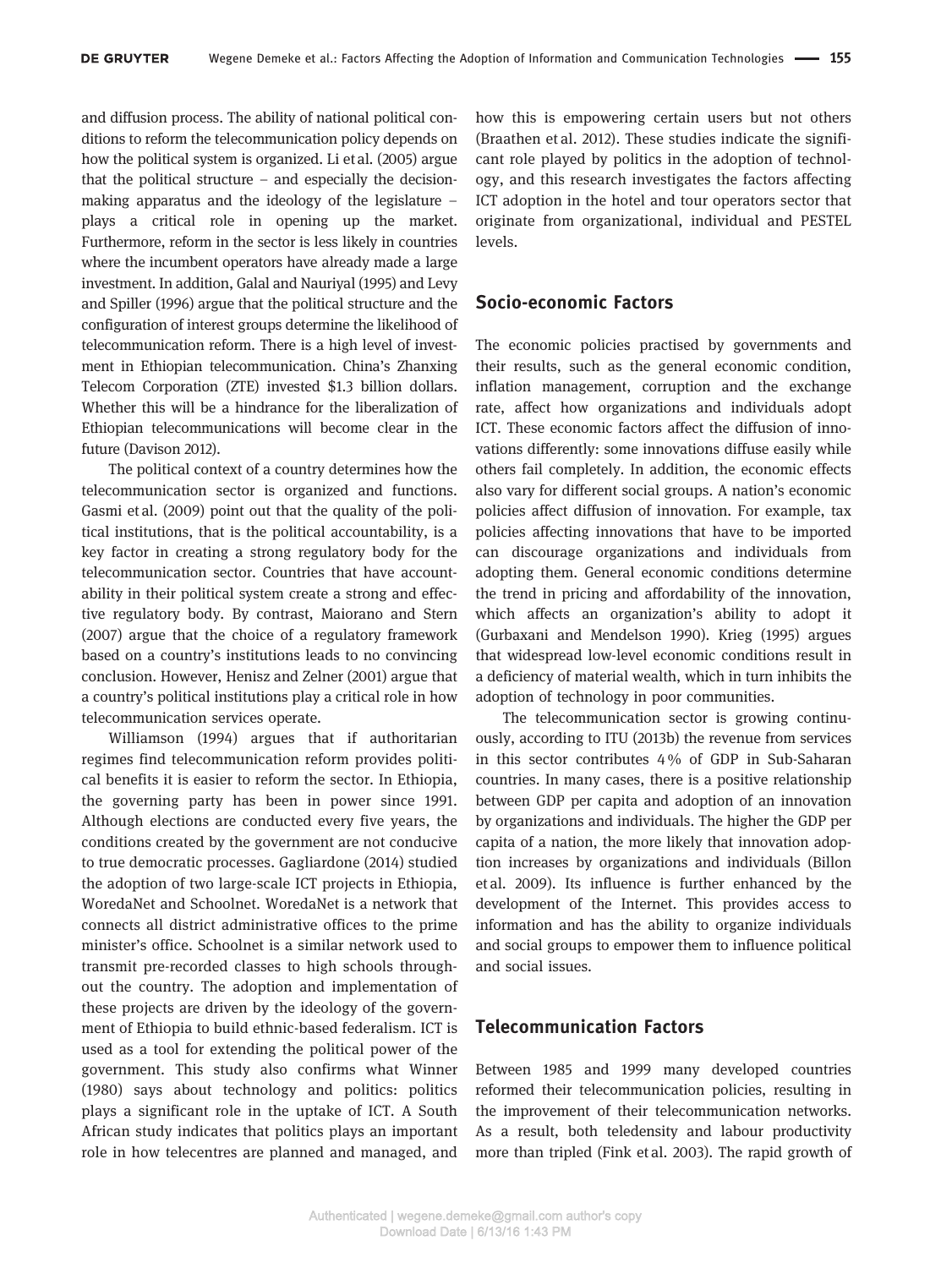and diffusion process. The ability of national political conditions to reform the telecommunication policy depends on how the political system is organized. Li et al. (2005) argue that the political structure – and especially the decision-making apparatus and the ideology of the legislature – plays a critical role in opening up the market. Furthermore, reform in the sector is less likely in countries where the incumbent operators have already made a large investment. In addition, Galal and Nauriyal (1995) and Levy and Spiller (1996) argue that the political structure and the configuration of interest groups determine the likelihood of telecommunication reform. There is a high level of investment in Ethiopian telecommunication. China's Zhanxing Telecom Corporation (ZTE) invested $1.3 billion dollars. Whether this will be a hindrance for the liberalization of Ethiopian telecommunications will become clear in the future (Davison 2012).

The political context of a country determines how the telecommunication sector is organized and functions. Gasmi et al. (2009) point out that the quality of the political institutions, that is the political accountability, is a key factor in creating a strong regulatory body for the telecommunication sector. Countries that have accountability in their political system create a strong and effective regulatory body. By contrast, Maiorano and Stern (2007) argue that the choice of a regulatory framework based on a country's institutions leads to no convincing conclusion. However, Henisz and Zelner (2001) argue that a country's political institutions play a critical role in how telecommunication services operate.

Williamson (1994) argues that if authoritarian regimes find telecommunication reform provides political benefits it is easier to reform the sector. In Ethiopia, the governing party has been in power since 1991. Although elections are conducted every five years, the conditions created by the government are not conducive to true democratic processes. Gagliardone (2014) studied the adoption of two large-scale ICT projects in Ethiopia, WoredaNet and Schoolnet. WoredaNet is a network that connects all district administrative offices to the prime minister's office. Schoolnet is a similar network used to transmit pre-recorded classes to high schools throughout the country. The adoption and implementation of these projects are driven by the ideology of the government of Ethiopia to build ethnic-based federalism. ICT is used as a tool for extending the political power of the government. This study also confirms what Winner (1980) says about technology and politics: politics plays a significant role in the uptake of ICT. A South African study indicates that politics plays an important role in how telecentres are planned and managed, and how this is empowering certain users but not others (Braathen et al. 2012). These studies indicate the significant role played by politics in the adoption of technology, and this research investigates the factors affecting ICT adoption in the hotel and tour operators sector that originate from organizational, individual and PESTEL levels.

## Socio-economic Factors

The economic policies practised by governments and their results, such as the general economic condition, inflation management, corruption and the exchange rate, affect how organizations and individuals adopt ICT. These economic factors affect the diffusion of innovations differently: some innovations diffuse easily while others fail completely. In addition, the economic effects also vary for different social groups. A nation's economic policies affect diffusion of innovation. For example, tax policies affecting innovations that have to be imported can discourage organizations and individuals from adopting them. General economic conditions determine the trend in pricing and affordability of the innovation, which affects an organization's ability to adopt it (Gurbaxani and Mendelson 1990). Krieg (1995) argues that widespread low-level economic conditions result in a deficiency of material wealth, which in turn inhibits the adoption of technology in poor communities.

The telecommunication sector is growing continuously, according to ITU (2013b) the revenue from services in this sector contributes 4% of GDP in Sub-Saharan countries. In many cases, there is a positive relationship between GDP per capita and adoption of an innovation by organizations and individuals. The higher the GDP per capita of a nation, the more likely that innovation adoption increases by organizations and individuals (Billon et al. 2009). Its influence is further enhanced by the development of the Internet. This provides access to information and has the ability to organize individuals and social groups to empower them to influence political and social issues.

## Telecommunication Factors

Between 1985 and 1999 many developed countries reformed their telecommunication policies, resulting in the improvement of their telecommunication networks. As a result, both teledensity and labour productivity more than tripled (Fink et al. 2003). The rapid growth of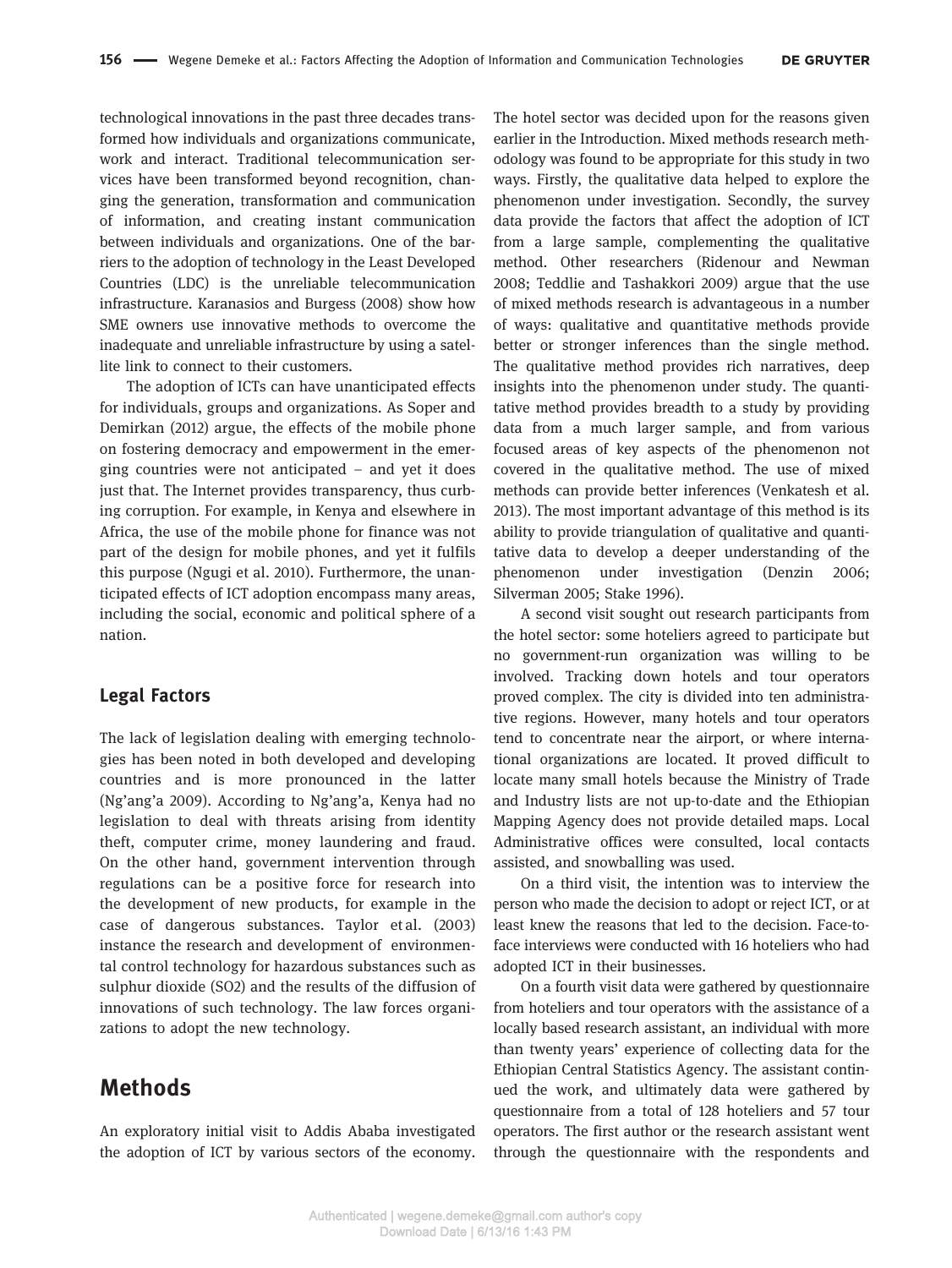technological innovations in the past three decades transformed how individuals and organizations communicate, work and interact. Traditional telecommunication services have been transformed beyond recognition, changing the generation, transformation and communication of information, and creating instant communication between individuals and organizations. One of the barriers to the adoption of technology in the Least Developed Countries (LDC) is the unreliable telecommunication infrastructure. Karanasios and Burgess (2008) show how SME owners use innovative methods to overcome the inadequate and unreliable infrastructure by using a satellite link to connect to their customers.

The adoption of ICTs can have unanticipated effects for individuals, groups and organizations. As Soper and Demirkan (2012) argue, the effects of the mobile phone on fostering democracy and empowerment in the emerging countries were not anticipated – and yet it does just that. The Internet provides transparency, thus curbing corruption. For example, in Kenya and elsewhere in Africa, the use of the mobile phone for finance was not part of the design for mobile phones, and yet it fulfils this purpose (Ngugi et al. 2010). Furthermore, the unanticipated effects of ICT adoption encompass many areas, including the social, economic and political sphere of a nation.

### Legal Factors

The lack of legislation dealing with emerging technologies has been noted in both developed and developing countries and is more pronounced in the latter (Ng'ang'a 2009). According to Ng'ang'a, Kenya had no legislation to deal with threats arising from identity theft, computer crime, money laundering and fraud. On the other hand, government intervention through regulations can be a positive force for research into the development of new products, for example in the case of dangerous substances. Taylor et al. (2003) instance the research and development of environmental control technology for hazardous substances such as sulphur dioxide ($SO_2$) and the results of the diffusion of innovations of such technology. The law forces organizations to adopt the new technology.

## Methods

An exploratory initial visit to Addis Ababa investigated the adoption of ICT by various sectors of the economy. The hotel sector was decided upon for the reasons given earlier in the Introduction. Mixed methods research methodology was found to be appropriate for this study in two ways. Firstly, the qualitative data helped to explore the phenomenon under investigation. Secondly, the survey data provide the factors that affect the adoption of ICT from a large sample, complementing the qualitative method. Other researchers (Ridenour and Newman 2008; Teddlie and Tashakkori 2009) argue that the use of mixed methods research is advantageous in a number of ways: qualitative and quantitative methods provide better or stronger inferences than the single method. The qualitative method provides rich narratives, deep insights into the phenomenon under study. The quantitative method provides breadth to a study by providing data from a much larger sample, and from various focused areas of key aspects of the phenomenon not covered in the qualitative method. The use of mixed methods can provide better inferences (Venkatesh et al. 2013). The most important advantage of this method is its ability to provide triangulation of qualitative and quantitative data to develop a deeper understanding of the phenomenon under investigation (Denzin 2006; Silverman 2005; Stake 1996).

A second visit sought out research participants from the hotel sector: some hoteliers agreed to participate but no government-run organization was willing to be involved. Tracking down hotels and tour operators proved complex. The city is divided into ten administrative regions. However, many hotels and tour operators tend to concentrate near the airport, or where international organizations are located. It proved difficult to locate many small hotels because the Ministry of Trade and Industry lists are not up-to-date and the Ethiopian Mapping Agency does not provide detailed maps. Local Administrative offices were consulted, local contacts assisted, and snowballing was used.

On a third visit, the intention was to interview the person who made the decision to adopt or reject ICT, or at least knew the reasons that led to the decision. Face-to-face interviews were conducted with 16 hoteliers who had adopted ICT in their businesses.

On a fourth visit data were gathered by questionnaire from hoteliers and tour operators with the assistance of a locally based research assistant, an individual with more than twenty years' experience of collecting data for the Ethiopian Central Statistics Agency. The assistant continued the work, and ultimately data were gathered by questionnaire from a total of 128 hoteliers and 57 tour operators. The first author or the research assistant went through the questionnaire with the respondents and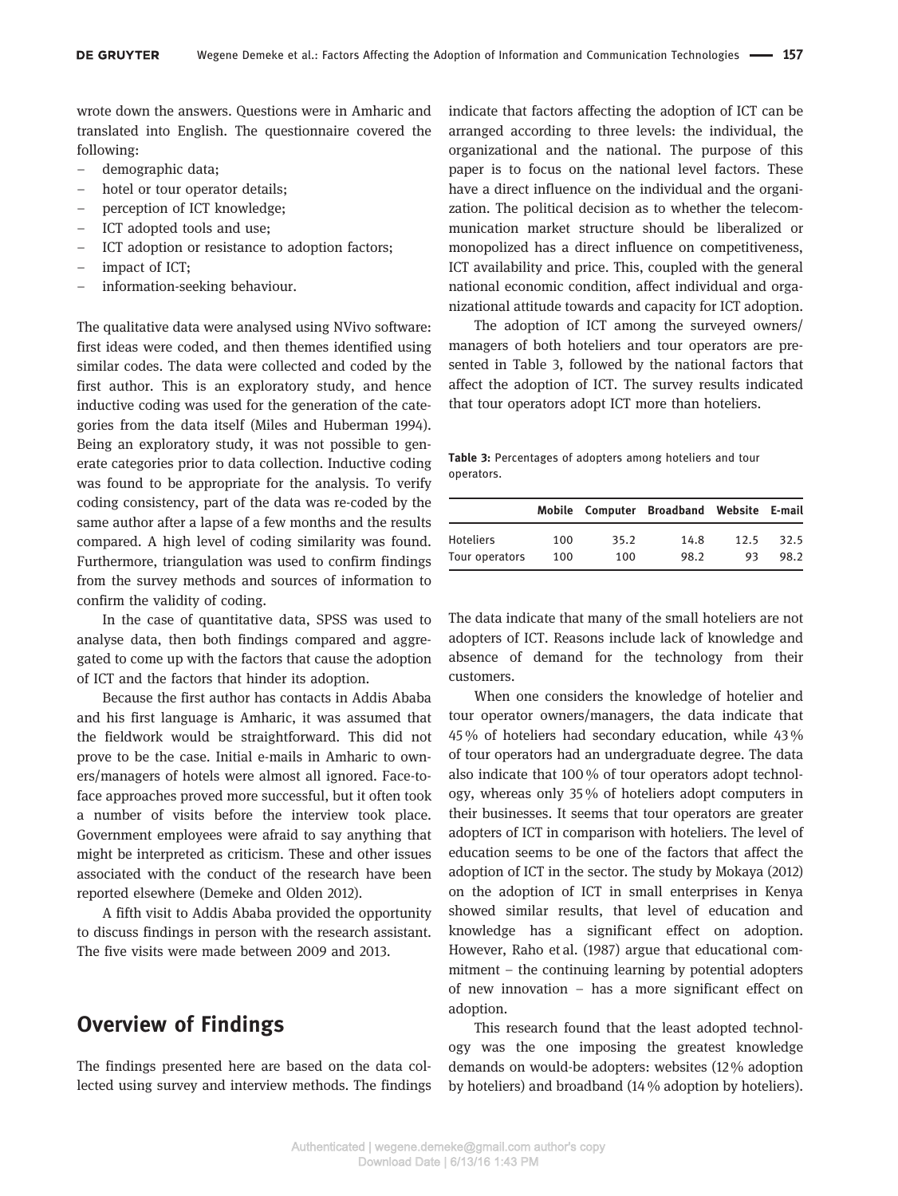wrote down the answers. Questions were in Amharic and translated into English. The questionnaire covered the following:

- demographic data;
- hotel or tour operator details;
- perception of ICT knowledge;
- ICT adopted tools and use;
- ICT adoption or resistance to adoption factors;
- impact of ICT;
- information-seeking behaviour.

The qualitative data were analysed using NVivo software: first ideas were coded, and then themes identified using similar codes. The data were collected and coded by the first author. This is an exploratory study, and hence inductive coding was used for the generation of the categories from the data itself (Miles and Huberman 1994). Being an exploratory study, it was not possible to generate categories prior to data collection. Inductive coding was found to be appropriate for the analysis. To verify coding consistency, part of the data was re-coded by the same author after a lapse of a few months and the results compared. A high level of coding similarity was found. Furthermore, triangulation was used to confirm findings from the survey methods and sources of information to confirm the validity of coding.

In the case of quantitative data, SPSS was used to analyse data, then both findings compared and aggregated to come up with the factors that cause the adoption of ICT and the factors that hinder its adoption.

Because the first author has contacts in Addis Ababa and his first language is Amharic, it was assumed that the fieldwork would be straightforward. This did not prove to be the case. Initial e-mails in Amharic to owners/managers of hotels were almost all ignored. Face-to-face approaches proved more successful, but it often took a number of visits before the interview took place. Government employees were afraid to say anything that might be interpreted as criticism. These and other issues associated with the conduct of the research have been reported elsewhere (Demeke and Olden 2012).

A fifth visit to Addis Ababa provided the opportunity to discuss findings in person with the research assistant. The five visits were made between 2009 and 2013.

## Overview of Findings

The findings presented here are based on the data collected using survey and interview methods. The findings indicate that factors affecting the adoption of ICT can be arranged according to three levels: the individual, the organizational and the national. The purpose of this paper is to focus on the national level factors. These have a direct influence on the individual and the organization. The political decision as to whether the telecommunication market structure should be liberalized or monopolized has a direct influence on competitiveness, ICT availability and price. This, coupled with the general national economic condition, affect individual and organizational attitude towards and capacity for ICT adoption.

The adoption of ICT among the surveyed owners/managers of both hoteliers and tour operators are presented in Table 3, followed by the national factors that affect the adoption of ICT. The survey results indicated that tour operators adopt ICT more than hoteliers.

**Table 3:** Percentages of adopters among hoteliers and tour operators.

| | Mobile | Computer | Broadband | Website | E-mail |
|---|---|---|---|---|---|
| Hoteliers | 100 | 35.2 | 14.8 | 12.5 | 32.5 |
| Tour operators | 100 | 100 | 98.2 | 93 | 98.2 |

The data indicate that many of the small hoteliers are not adopters of ICT. Reasons include lack of knowledge and absence of demand for the technology from their customers.

When one considers the knowledge of hotelier and tour operator owners/managers, the data indicate that 45 % of hoteliers had secondary education, while 43 % of tour operators had an undergraduate degree. The data also indicate that 100 % of tour operators adopt technology, whereas only 35 % of hoteliers adopt computers in their businesses. It seems that tour operators are greater adopters of ICT in comparison with hoteliers. The level of education seems to be one of the factors that affect the adoption of ICT in the sector. The study by Mokaya (2012) on the adoption of ICT in small enterprises in Kenya showed similar results, that level of education and knowledge has a significant effect on adoption. However, Raho et al. (1987) argue that educational commitment – the continuing learning by potential adopters of new innovation – has a more significant effect on adoption.

This research found that the least adopted technology was the one imposing the greatest knowledge demands on would-be adopters: websites (12 % adoption by hoteliers) and broadband (14 % adoption by hoteliers).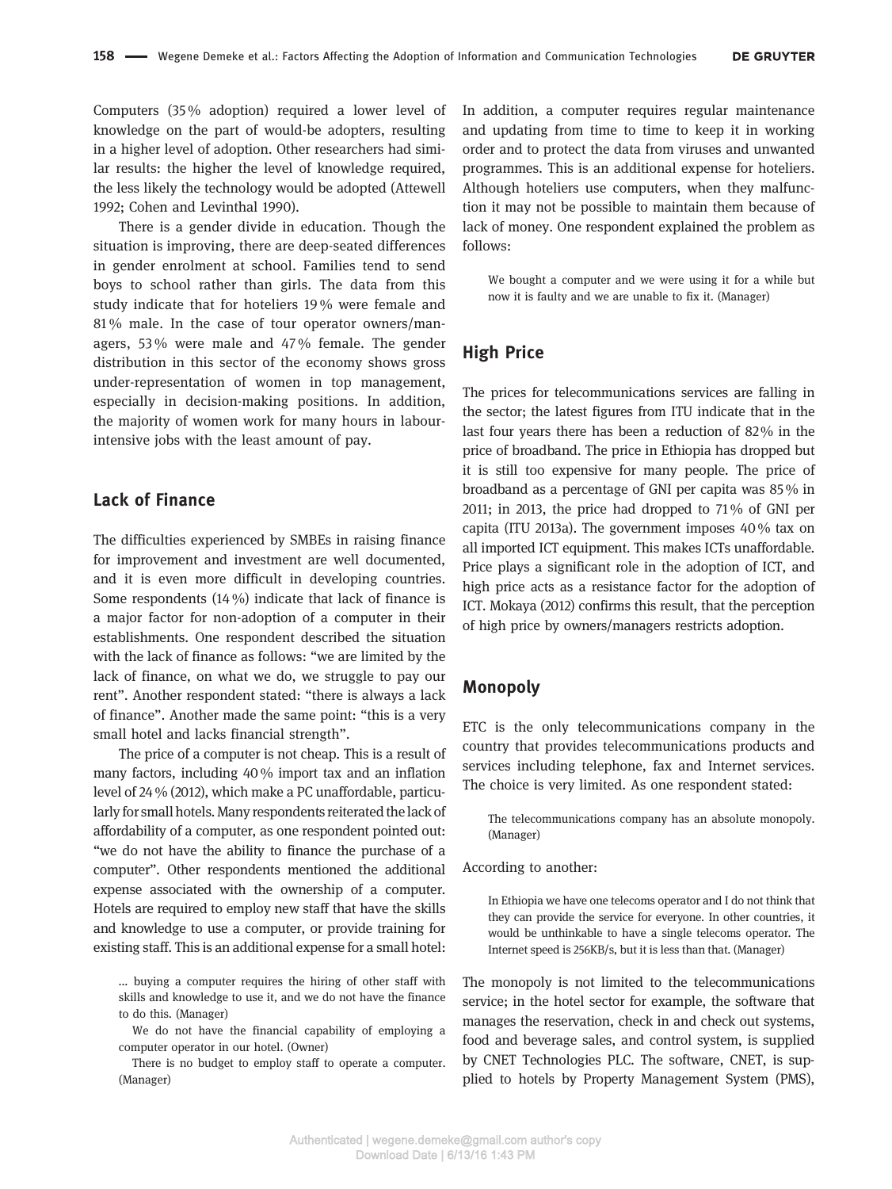Computers (35 % adoption) required a lower level of knowledge on the part of would-be adopters, resulting in a higher level of adoption. Other researchers had similar results: the higher the level of knowledge required, the less likely the technology would be adopted (Attewell 1992; Cohen and Levinthal 1990).

There is a gender divide in education. Though the situation is improving, there are deep-seated differences in gender enrolment at school. Families tend to send boys to school rather than girls. The data from this study indicate that for hoteliers 19 % were female and 81 % male. In the case of tour operator owners/managers, 53 % were male and 47 % female. The gender distribution in this sector of the economy shows gross under-representation of women in top management, especially in decision-making positions. In addition, the majority of women work for many hours in labour-intensive jobs with the least amount of pay.

## Lack of Finance

The difficulties experienced by SMBEs in raising finance for improvement and investment are well documented, and it is even more difficult in developing countries. Some respondents (14 %) indicate that lack of finance is a major factor for non-adoption of a computer in their establishments. One respondent described the situation with the lack of finance as follows: "we are limited by the lack of finance, on what we do, we struggle to pay our rent". Another respondent stated: "there is always a lack of finance". Another made the same point: "this is a very small hotel and lacks financial strength".

The price of a computer is not cheap. This is a result of many factors, including 40 % import tax and an inflation level of 24 % (2012), which make a PC unaffordable, particularly for small hotels. Many respondents reiterated the lack of affordability of a computer, as one respondent pointed out: "we do not have the ability to finance the purchase of a computer". Other respondents mentioned the additional expense associated with the ownership of a computer. Hotels are required to employ new staff that have the skills and knowledge to use a computer, or provide training for existing staff. This is an additional expense for a small hotel:

> … buying a computer requires the hiring of other staff with skills and knowledge to use it, and we do not have the finance to do this. (Manager)
>
> We do not have the financial capability of employing a computer operator in our hotel. (Owner)
>
> There is no budget to employ staff to operate a computer. (Manager)

In addition, a computer requires regular maintenance and updating from time to time to keep it in working order and to protect the data from viruses and unwanted programmes. This is an additional expense for hoteliers. Although hoteliers use computers, when they malfunction it may not be possible to maintain them because of lack of money. One respondent explained the problem as follows:

> We bought a computer and we were using it for a while but now it is faulty and we are unable to fix it. (Manager)

## High Price

The prices for telecommunications services are falling in the sector; the latest figures from ITU indicate that in the last four years there has been a reduction of 82 % in the price of broadband. The price in Ethiopia has dropped but it is still too expensive for many people. The price of broadband as a percentage of GNI per capita was 85 % in 2011; in 2013, the price had dropped to 71 % of GNI per capita (ITU 2013a). The government imposes 40 % tax on all imported ICT equipment. This makes ICTs unaffordable. Price plays a significant role in the adoption of ICT, and high price acts as a resistance factor for the adoption of ICT. Mokaya (2012) confirms this result, that the perception of high price by owners/managers restricts adoption.

## Monopoly

ETC is the only telecommunications company in the country that provides telecommunications products and services including telephone, fax and Internet services. The choice is very limited. As one respondent stated:

> The telecommunications company has an absolute monopoly. (Manager)

According to another:

> In Ethiopia we have one telecoms operator and I do not think that they can provide the service for everyone. In other countries, it would be unthinkable to have a single telecoms operator. The Internet speed is 256KB/s, but it is less than that. (Manager)

The monopoly is not limited to the telecommunications service; in the hotel sector for example, the software that manages the reservation, check in and check out systems, food and beverage sales, and control system, is supplied by CNET Technologies PLC. The software, CNET, is supplied to hotels by Property Management System (PMS),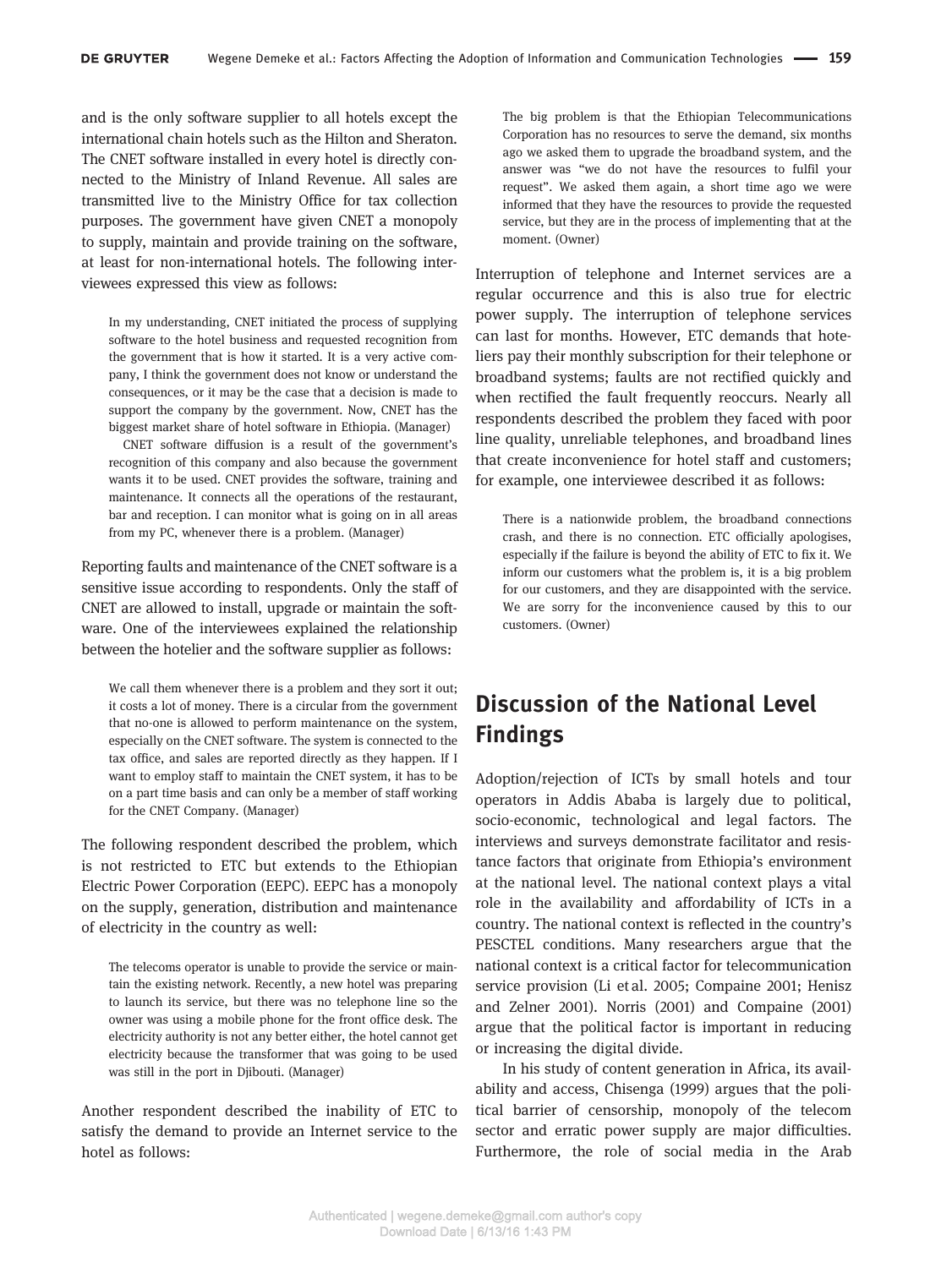and is the only software supplier to all hotels except the international chain hotels such as the Hilton and Sheraton. The CNET software installed in every hotel is directly connected to the Ministry of Inland Revenue. All sales are transmitted live to the Ministry Office for tax collection purposes. The government have given CNET a monopoly to supply, maintain and provide training on the software, at least for non-international hotels. The following interviewees expressed this view as follows:

> In my understanding, CNET initiated the process of supplying software to the hotel business and requested recognition from the government that is how it started. It is a very active company, I think the government does not know or understand the consequences, or it may be the case that a decision is made to support the company by the government. Now, CNET has the biggest market share of hotel software in Ethiopia. (Manager)
>
> CNET software diffusion is a result of the government's recognition of this company and also because the government wants it to be used. CNET provides the software, training and maintenance. It connects all the operations of the restaurant, bar and reception. I can monitor what is going on in all areas from my PC, whenever there is a problem. (Manager)

Reporting faults and maintenance of the CNET software is a sensitive issue according to respondents. Only the staff of CNET are allowed to install, upgrade or maintain the software. One of the interviewees explained the relationship between the hotelier and the software supplier as follows:

> We call them whenever there is a problem and they sort it out; it costs a lot of money. There is a circular from the government that no-one is allowed to perform maintenance on the system, especially on the CNET software. The system is connected to the tax office, and sales are reported directly as they happen. If I want to employ staff to maintain the CNET system, it has to be on a part time basis and can only be a member of staff working for the CNET Company. (Manager)

The following respondent described the problem, which is not restricted to ETC but extends to the Ethiopian Electric Power Corporation (EEPC). EEPC has a monopoly on the supply, generation, distribution and maintenance of electricity in the country as well:

> The telecoms operator is unable to provide the service or maintain the existing network. Recently, a new hotel was preparing to launch its service, but there was no telephone line so the owner was using a mobile phone for the front office desk. The electricity authority is not any better either, the hotel cannot get electricity because the transformer that was going to be used was still in the port in Djibouti. (Manager)

Another respondent described the inability of ETC to satisfy the demand to provide an Internet service to the hotel as follows:

> The big problem is that the Ethiopian Telecommunications Corporation has no resources to serve the demand, six months ago we asked them to upgrade the broadband system, and the answer was "we do not have the resources to fulfil your request". We asked them again, a short time ago we were informed that they have the resources to provide the requested service, but they are in the process of implementing that at the moment. (Owner)

Interruption of telephone and Internet services are a regular occurrence and this is also true for electric power supply. The interruption of telephone services can last for months. However, ETC demands that hoteliers pay their monthly subscription for their telephone or broadband systems; faults are not rectified quickly and when rectified the fault frequently reoccurs. Nearly all respondents described the problem they faced with poor line quality, unreliable telephones, and broadband lines that create inconvenience for hotel staff and customers; for example, one interviewee described it as follows:

> There is a nationwide problem, the broadband connections crash, and there is no connection. ETC officially apologises, especially if the failure is beyond the ability of ETC to fix it. We inform our customers what the problem is, it is a big problem for our customers, and they are disappointed with the service. We are sorry for the inconvenience caused by this to our customers. (Owner)

## Discussion of the National Level Findings

Adoption/rejection of ICTs by small hotels and tour operators in Addis Ababa is largely due to political, socio-economic, technological and legal factors. The interviews and surveys demonstrate facilitator and resistance factors that originate from Ethiopia's environment at the national level. The national context plays a vital role in the availability and affordability of ICTs in a country. The national context is reflected in the country's PESCTEL conditions. Many researchers argue that the national context is a critical factor for telecommunication service provision (Li et al. 2005; Compaine 2001; Henisz and Zelner 2001). Norris (2001) and Compaine (2001) argue that the political factor is important in reducing or increasing the digital divide.

In his study of content generation in Africa, its availability and access, Chisenga (1999) argues that the political barrier of censorship, monopoly of the telecom sector and erratic power supply are major difficulties. Furthermore, the role of social media in the Arab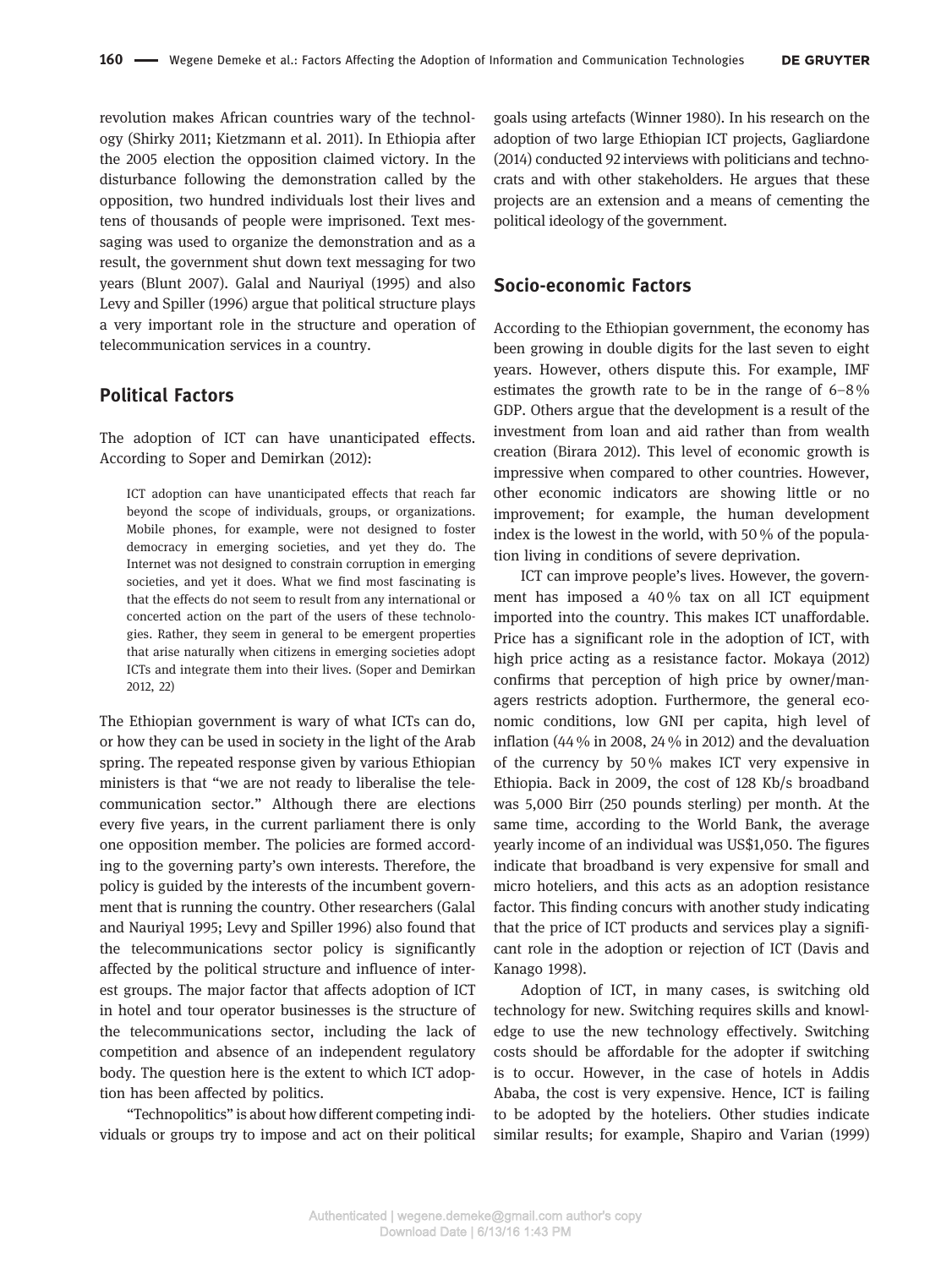revolution makes African countries wary of the technology (Shirky 2011; Kietzmann et al. 2011). In Ethiopia after the 2005 election the opposition claimed victory. In the disturbance following the demonstration called by the opposition, two hundred individuals lost their lives and tens of thousands of people were imprisoned. Text messaging was used to organize the demonstration and as a result, the government shut down text messaging for two years (Blunt 2007). Galal and Nauriyal (1995) and also Levy and Spiller (1996) argue that political structure plays a very important role in the structure and operation of telecommunication services in a country.

## Political Factors

The adoption of ICT can have unanticipated effects. According to Soper and Demirkan (2012):

> ICT adoption can have unanticipated effects that reach far beyond the scope of individuals, groups, or organizations. Mobile phones, for example, were not designed to foster democracy in emerging societies, and yet they do. The Internet was not designed to constrain corruption in emerging societies, and yet it does. What we find most fascinating is that the effects do not seem to result from any international or concerted action on the part of the users of these technologies. Rather, they seem in general to be emergent properties that arise naturally when citizens in emerging societies adopt ICTs and integrate them into their lives. (Soper and Demirkan 2012, 22)

The Ethiopian government is wary of what ICTs can do, or how they can be used in society in the light of the Arab spring. The repeated response given by various Ethiopian ministers is that "we are not ready to liberalise the telecommunication sector." Although there are elections every five years, in the current parliament there is only one opposition member. The policies are formed according to the governing party's own interests. Therefore, the policy is guided by the interests of the incumbent government that is running the country. Other researchers (Galal and Nauriyal 1995; Levy and Spiller 1996) also found that the telecommunications sector policy is significantly affected by the political structure and influence of interest groups. The major factor that affects adoption of ICT in hotel and tour operator businesses is the structure of the telecommunications sector, including the lack of competition and absence of an independent regulatory body. The question here is the extent to which ICT adoption has been affected by politics.

"Technopolitics" is about how different competing individuals or groups try to impose and act on their political goals using artefacts (Winner 1980). In his research on the adoption of two large Ethiopian ICT projects, Gagliardone (2014) conducted 92 interviews with politicians and technocrats and with other stakeholders. He argues that these projects are an extension and a means of cementing the political ideology of the government.

## Socio-economic Factors

According to the Ethiopian government, the economy has been growing in double digits for the last seven to eight years. However, others dispute this. For example, IMF estimates the growth rate to be in the range of 6–8 % GDP. Others argue that the development is a result of the investment from loan and aid rather than from wealth creation (Birara 2012). This level of economic growth is impressive when compared to other countries. However, other economic indicators are showing little or no improvement; for example, the human development index is the lowest in the world, with 50 % of the population living in conditions of severe deprivation.

ICT can improve people's lives. However, the government has imposed a 40 % tax on all ICT equipment imported into the country. This makes ICT unaffordable. Price has a significant role in the adoption of ICT, with high price acting as a resistance factor. Mokaya (2012) confirms that perception of high price by owner/managers restricts adoption. Furthermore, the general economic conditions, low GNI per capita, high level of inflation (44 % in 2008, 24 % in 2012) and the devaluation of the currency by 50 % makes ICT very expensive in Ethiopia. Back in 2009, the cost of 128 Kb/s broadband was 5,000 Birr (250 pounds sterling) per month. At the same time, according to the World Bank, the average yearly income of an individual was US$1,050. The figures indicate that broadband is very expensive for small and micro hoteliers, and this acts as an adoption resistance factor. This finding concurs with another study indicating that the price of ICT products and services play a significant role in the adoption or rejection of ICT (Davis and Kanago 1998).

Adoption of ICT, in many cases, is switching old technology for new. Switching requires skills and knowledge to use the new technology effectively. Switching costs should be affordable for the adopter if switching is to occur. However, in the case of hotels in Addis Ababa, the cost is very expensive. Hence, ICT is failing to be adopted by the hoteliers. Other studies indicate similar results; for example, Shapiro and Varian (1999)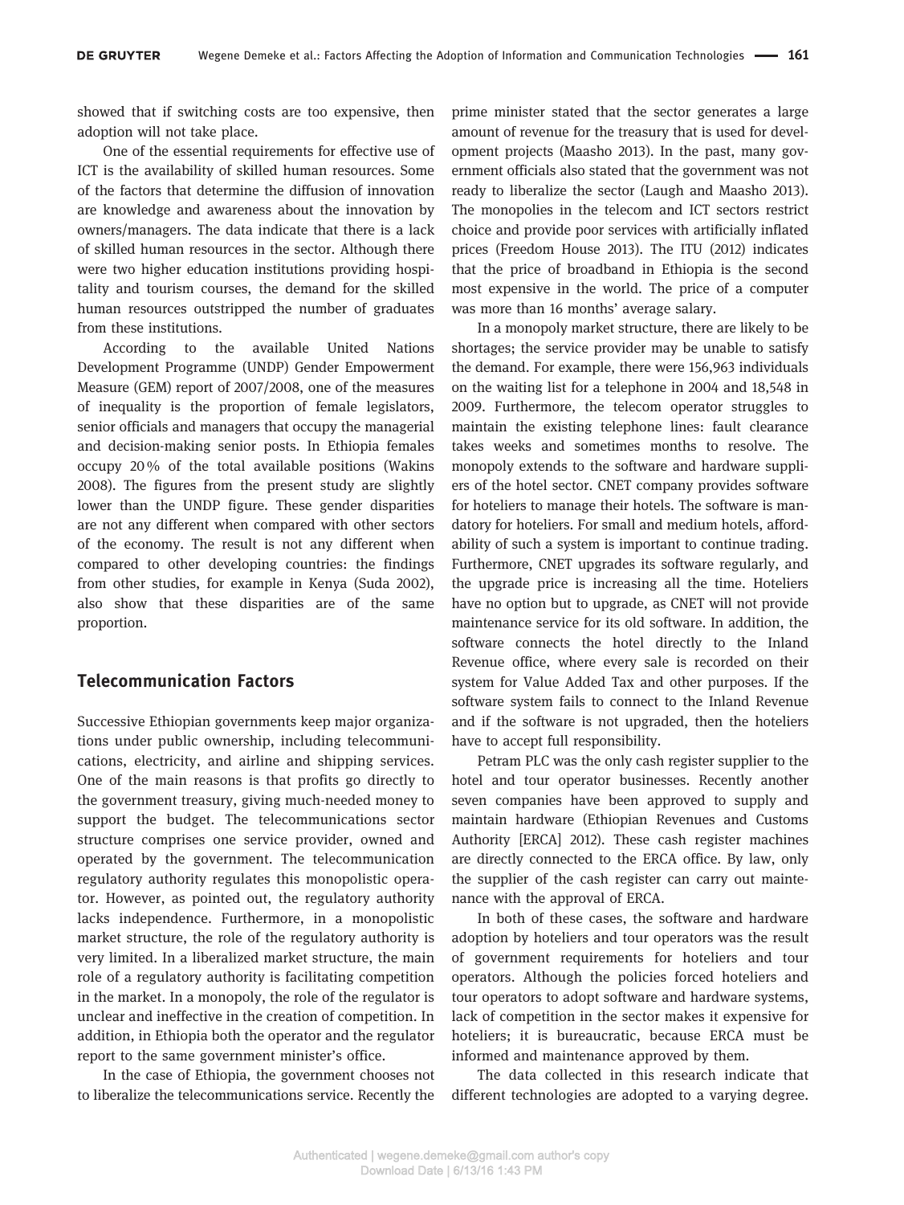showed that if switching costs are too expensive, then adoption will not take place.

One of the essential requirements for effective use of ICT is the availability of skilled human resources. Some of the factors that determine the diffusion of innovation are knowledge and awareness about the innovation by owners/managers. The data indicate that there is a lack of skilled human resources in the sector. Although there were two higher education institutions providing hospitality and tourism courses, the demand for the skilled human resources outstripped the number of graduates from these institutions.

According to the available United Nations Development Programme (UNDP) Gender Empowerment Measure (GEM) report of 2007/2008, one of the measures of inequality is the proportion of female legislators, senior officials and managers that occupy the managerial and decision-making senior posts. In Ethiopia females occupy 20 % of the total available positions (Wakins 2008). The figures from the present study are slightly lower than the UNDP figure. These gender disparities are not any different when compared with other sectors of the economy. The result is not any different when compared to other developing countries: the findings from other studies, for example in Kenya (Suda 2002), also show that these disparities are of the same proportion.

## Telecommunication Factors

Successive Ethiopian governments keep major organizations under public ownership, including telecommunications, electricity, and airline and shipping services. One of the main reasons is that profits go directly to the government treasury, giving much-needed money to support the budget. The telecommunications sector structure comprises one service provider, owned and operated by the government. The telecommunication regulatory authority regulates this monopolistic operator. However, as pointed out, the regulatory authority lacks independence. Furthermore, in a monopolistic market structure, the role of the regulatory authority is very limited. In a liberalized market structure, the main role of a regulatory authority is facilitating competition in the market. In a monopoly, the role of the regulator is unclear and ineffective in the creation of competition. In addition, in Ethiopia both the operator and the regulator report to the same government minister's office.

In the case of Ethiopia, the government chooses not to liberalize the telecommunications service. Recently the prime minister stated that the sector generates a large amount of revenue for the treasury that is used for development projects (Maasho 2013). In the past, many government officials also stated that the government was not ready to liberalize the sector (Laugh and Maasho 2013). The monopolies in the telecom and ICT sectors restrict choice and provide poor services with artificially inflated prices (Freedom House 2013). The ITU (2012) indicates that the price of broadband in Ethiopia is the second most expensive in the world. The price of a computer was more than 16 months' average salary.

In a monopoly market structure, there are likely to be shortages; the service provider may be unable to satisfy the demand. For example, there were 156,963 individuals on the waiting list for a telephone in 2004 and 18,548 in 2009. Furthermore, the telecom operator struggles to maintain the existing telephone lines: fault clearance takes weeks and sometimes months to resolve. The monopoly extends to the software and hardware suppliers of the hotel sector. CNET company provides software for hoteliers to manage their hotels. The software is mandatory for hoteliers. For small and medium hotels, affordability of such a system is important to continue trading. Furthermore, CNET upgrades its software regularly, and the upgrade price is increasing all the time. Hoteliers have no option but to upgrade, as CNET will not provide maintenance service for its old software. In addition, the software connects the hotel directly to the Inland Revenue office, where every sale is recorded on their system for Value Added Tax and other purposes. If the software system fails to connect to the Inland Revenue and if the software is not upgraded, then the hoteliers have to accept full responsibility.

Petram PLC was the only cash register supplier to the hotel and tour operator businesses. Recently another seven companies have been approved to supply and maintain hardware (Ethiopian Revenues and Customs Authority [ERCA] 2012). These cash register machines are directly connected to the ERCA office. By law, only the supplier of the cash register can carry out maintenance with the approval of ERCA.

In both of these cases, the software and hardware adoption by hoteliers and tour operators was the result of government requirements for hoteliers and tour operators. Although the policies forced hoteliers and tour operators to adopt software and hardware systems, lack of competition in the sector makes it expensive for hoteliers; it is bureaucratic, because ERCA must be informed and maintenance approved by them.

The data collected in this research indicate that different technologies are adopted to a varying degree.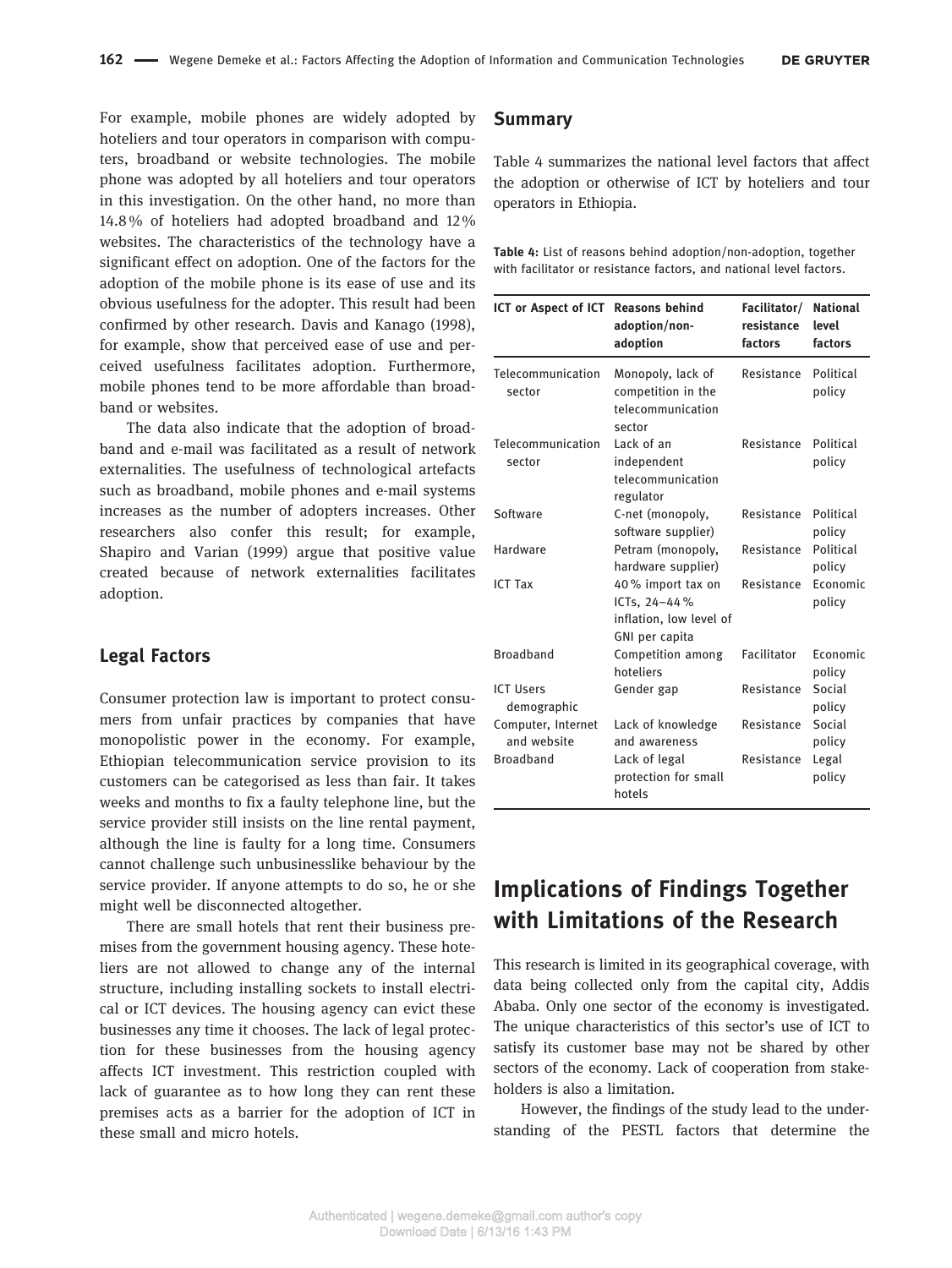For example, mobile phones are widely adopted by hoteliers and tour operators in comparison with computers, broadband or website technologies. The mobile phone was adopted by all hoteliers and tour operators in this investigation. On the other hand, no more than 14.8 % of hoteliers had adopted broadband and 12 % websites. The characteristics of the technology have a significant effect on adoption. One of the factors for the adoption of the mobile phone is its ease of use and its obvious usefulness for the adopter. This result had been confirmed by other research. Davis and Kanago (1998), for example, show that perceived ease of use and perceived usefulness facilitates adoption. Furthermore, mobile phones tend to be more affordable than broadband or websites.

The data also indicate that the adoption of broadband and e-mail was facilitated as a result of network externalities. The usefulness of technological artefacts such as broadband, mobile phones and e-mail systems increases as the number of adopters increases. Other researchers also confer this result; for example, Shapiro and Varian (1999) argue that positive value created because of network externalities facilitates adoption.

## Legal Factors

Consumer protection law is important to protect consumers from unfair practices by companies that have monopolistic power in the economy. For example, Ethiopian telecommunication service provision to its customers can be categorised as less than fair. It takes weeks and months to fix a faulty telephone line, but the service provider still insists on the line rental payment, although the line is faulty for a long time. Consumers cannot challenge such unbusinesslike behaviour by the service provider. If anyone attempts to do so, he or she might well be disconnected altogether.

There are small hotels that rent their business premises from the government housing agency. These hoteliers are not allowed to change any of the internal structure, including installing sockets to install electrical or ICT devices. The housing agency can evict these businesses any time it chooses. The lack of legal protection for these businesses from the housing agency affects ICT investment. This restriction coupled with lack of guarantee as to how long they can rent these premises acts as a barrier for the adoption of ICT in these small and micro hotels.

## Summary

Table 4 summarizes the national level factors that affect the adoption or otherwise of ICT by hoteliers and tour operators in Ethiopia.

**Table 4:** List of reasons behind adoption/non-adoption, together with facilitator or resistance factors, and national level factors.

| ICT or Aspect of ICT | Reasons behind adoption/non-adoption | Facilitator/ resistance factors | National level factors |
|---|---|---|---|
| Telecommunication sector | Monopoly, lack of competition in the telecommunication sector | Resistance | Political policy |
| Telecommunication sector | Lack of an independent telecommunication regulator | Resistance | Political policy |
| Software | C-net (monopoly, software supplier) | Resistance | Political policy |
| Hardware | Petram (monopoly, hardware supplier) | Resistance | Political policy |
| ICT Tax | 40 % import tax on ICTs, 24–44 % inflation, low level of GNI per capita | Resistance | Economic policy |
| Broadband | Competition among hoteliers | Facilitator | Economic policy |
| ICT Users demographic | Gender gap | Resistance | Social policy |
| Computer, Internet and website | Lack of knowledge and awareness | Resistance | Social policy |
| Broadband | Lack of legal protection for small hotels | Resistance | Legal policy |

# Implications of Findings Together with Limitations of the Research

This research is limited in its geographical coverage, with data being collected only from the capital city, Addis Ababa. Only one sector of the economy is investigated. The unique characteristics of this sector's use of ICT to satisfy its customer base may not be shared by other sectors of the economy. Lack of cooperation from stakeholders is also a limitation.

However, the findings of the study lead to the understanding of the PESTL factors that determine the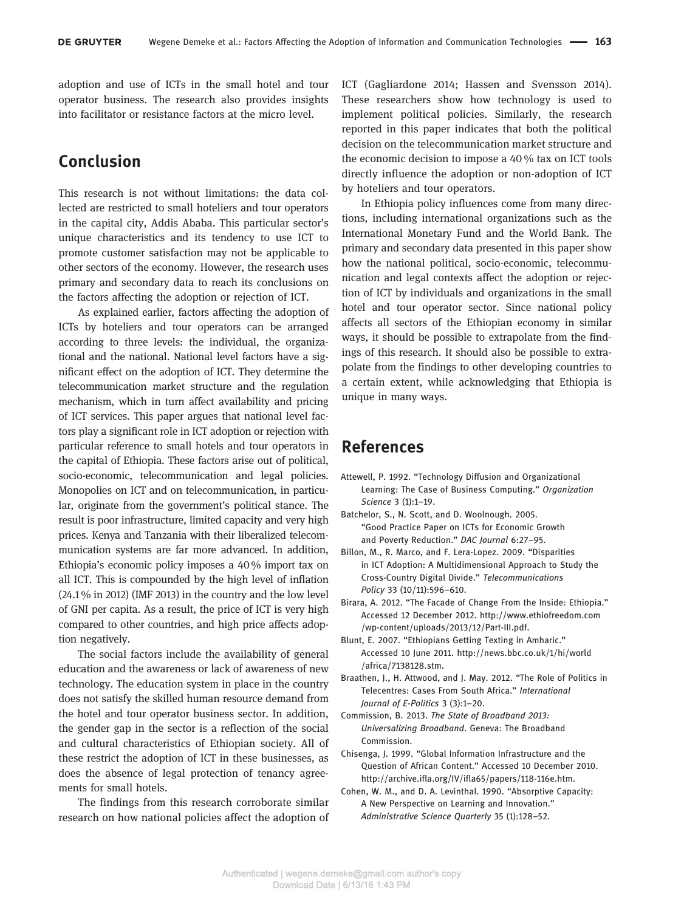adoption and use of ICTs in the small hotel and tour operator business. The research also provides insights into facilitator or resistance factors at the micro level.

## Conclusion

This research is not without limitations: the data collected are restricted to small hoteliers and tour operators in the capital city, Addis Ababa. This particular sector's unique characteristics and its tendency to use ICT to promote customer satisfaction may not be applicable to other sectors of the economy. However, the research uses primary and secondary data to reach its conclusions on the factors affecting the adoption or rejection of ICT.

As explained earlier, factors affecting the adoption of ICTs by hoteliers and tour operators can be arranged according to three levels: the individual, the organizational and the national. National level factors have a significant effect on the adoption of ICT. They determine the telecommunication market structure and the regulation mechanism, which in turn affect availability and pricing of ICT services. This paper argues that national level factors play a significant role in ICT adoption or rejection with particular reference to small hotels and tour operators in the capital of Ethiopia. These factors arise out of political, socio-economic, telecommunication and legal policies. Monopolies on ICT and on telecommunication, in particular, originate from the government's political stance. The result is poor infrastructure, limited capacity and very high prices. Kenya and Tanzania with their liberalized telecommunication systems are far more advanced. In addition, Ethiopia's economic policy imposes a 40 % import tax on all ICT. This is compounded by the high level of inflation (24.1 % in 2012) (IMF 2013) in the country and the low level of GNI per capita. As a result, the price of ICT is very high compared to other countries, and high price affects adoption negatively.

The social factors include the availability of general education and the awareness or lack of awareness of new technology. The education system in place in the country does not satisfy the skilled human resource demand from the hotel and tour operator business sector. In addition, the gender gap in the sector is a reflection of the social and cultural characteristics of Ethiopian society. All of these restrict the adoption of ICT in these businesses, as does the absence of legal protection of tenancy agreements for small hotels.

The findings from this research corroborate similar research on how national policies affect the adoption of ICT (Gagliardone 2014; Hassen and Svensson 2014). These researchers show how technology is used to implement political policies. Similarly, the research reported in this paper indicates that both the political decision on the telecommunication market structure and the economic decision to impose a 40 % tax on ICT tools directly influence the adoption or non-adoption of ICT by hoteliers and tour operators.

In Ethiopia policy influences come from many directions, including international organizations such as the International Monetary Fund and the World Bank. The primary and secondary data presented in this paper show how the national political, socio-economic, telecommunication and legal contexts affect the adoption or rejection of ICT by individuals and organizations in the small hotel and tour operator sector. Since national policy affects all sectors of the Ethiopian economy in similar ways, it should be possible to extrapolate from the findings of this research. It should also be possible to extrapolate from the findings to other developing countries to a certain extent, while acknowledging that Ethiopia is unique in many ways.

## References

Attewell, P. 1992. "Technology Diffusion and Organizational Learning: The Case of Business Computing." *Organization Science* 3 (1):1–19.

Batchelor, S., N. Scott, and D. Woolnough. 2005. "Good Practice Paper on ICTs for Economic Growth and Poverty Reduction." *DAC Journal* 6:27–95.

Billon, M., R. Marco, and F. Lera-Lopez. 2009. "Disparities in ICT Adoption: A Multidimensional Approach to Study the Cross-Country Digital Divide." *Telecommunications Policy* 33 (10/11):596–610.

Birara, A. 2012. "The Facade of Change From the Inside: Ethiopia." Accessed 12 December 2012. http://www.ethiofreedom.com/wp-content/uploads/2013/12/Part-III.pdf.

Blunt, E. 2007. "Ethiopians Getting Texting in Amharic." Accessed 10 June 2011. http://news.bbc.co.uk/1/hi/world/africa/7138128.stm.

Braathen, J., H. Attwood, and J. May. 2012. "The Role of Politics in Telecentres: Cases From South Africa." *International Journal of E-Politics* 3 (3):1–20.

Commission, B. 2013. *The State of Broadband 2013: Universalizing Broadband*. Geneva: The Broadband Commission.

Chisenga, J. 1999. "Global Information Infrastructure and the Question of African Content." Accessed 10 December 2010. http://archive.ifla.org/IV/ifla65/papers/118-116e.htm.

Cohen, W. M., and D. A. Levinthal. 1990. "Absorptive Capacity: A New Perspective on Learning and Innovation." *Administrative Science Quarterly* 35 (1):128–52.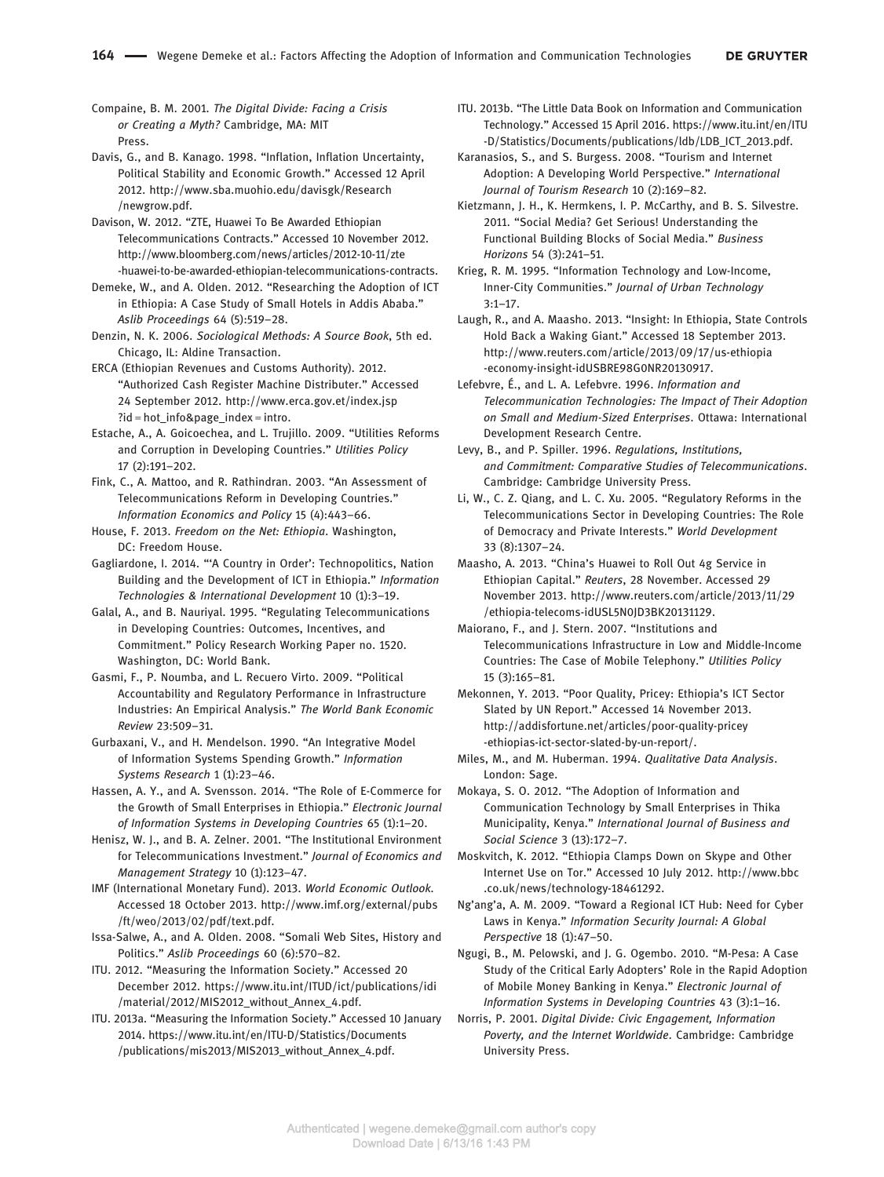Compaine, B. M. 2001. *The Digital Divide: Facing a Crisis or Creating a Myth?* Cambridge, MA: MIT Press.

Davis, G., and B. Kanago. 1998. "Inflation, Inflation Uncertainty, Political Stability and Economic Growth." Accessed 12 April 2012. http://www.sba.muohio.edu/davisgk/Research/newgrow.pdf.

Davison, W. 2012. "ZTE, Huawei To Be Awarded Ethiopian Telecommunications Contracts." Accessed 10 November 2012. http://www.bloomberg.com/news/articles/2012-10-11/zte-huawei-to-be-awarded-ethiopian-telecommunications-contracts.

Demeke, W., and A. Olden. 2012. "Researching the Adoption of ICT in Ethiopia: A Case Study of Small Hotels in Addis Ababa." *Aslib Proceedings* 64 (5):519–28.

Denzin, N. K. 2006. *Sociological Methods: A Source Book*, 5th ed. Chicago, IL: Aldine Transaction.

ERCA (Ethiopian Revenues and Customs Authority). 2012. "Authorized Cash Register Machine Distributer." Accessed 24 September 2012. http://www.erca.gov.et/index.jsp?id = hot_info&page_index = intro.

Estache, A., A. Goicoechea, and L. Trujillo. 2009. "Utilities Reforms and Corruption in Developing Countries." *Utilities Policy* 17 (2):191–202.

Fink, C., A. Mattoo, and R. Rathindran. 2003. "An Assessment of Telecommunications Reform in Developing Countries." *Information Economics and Policy* 15 (4):443–66.

House, F. 2013. *Freedom on the Net: Ethiopia*. Washington, DC: Freedom House.

Gagliardone, I. 2014. "'A Country in Order': Technopolitics, Nation Building and the Development of ICT in Ethiopia." *Information Technologies & International Development* 10 (1):3–19.

Galal, A., and B. Nauriyal. 1995. "Regulating Telecommunications in Developing Countries: Outcomes, Incentives, and Commitment." Policy Research Working Paper no. 1520. Washington, DC: World Bank.

Gasmi, F., P. Noumba, and L. Recuero Virto. 2009. "Political Accountability and Regulatory Performance in Infrastructure Industries: An Empirical Analysis." *The World Bank Economic Review* 23:509–31.

Gurbaxani, V., and H. Mendelson. 1990. "An Integrative Model of Information Systems Spending Growth." *Information Systems Research* 1 (1):23–46.

Hassen, A. Y., and A. Svensson. 2014. "The Role of E-Commerce for the Growth of Small Enterprises in Ethiopia." *Electronic Journal of Information Systems in Developing Countries* 65 (1):1–20.

Henisz, W. J., and B. A. Zelner. 2001. "The Institutional Environment for Telecommunications Investment." *Journal of Economics and Management Strategy* 10 (1):123–47.

IMF (International Monetary Fund). 2013. *World Economic Outlook*. Accessed 18 October 2013. http://www.imf.org/external/pubs/ft/weo/2013/02/pdf/text.pdf.

Issa-Salwe, A., and A. Olden. 2008. "Somali Web Sites, History and Politics." *Aslib Proceedings* 60 (6):570–82.

ITU. 2012. "Measuring the Information Society." Accessed 20 December 2012. https://www.itu.int/ITUD/ict/publications/idi/material/2012/MIS2012_without_Annex_4.pdf.

ITU. 2013a. "Measuring the Information Society." Accessed 10 January 2014. https://www.itu.int/en/ITU-D/Statistics/Documents/publications/mis2013/MIS2013_without_Annex_4.pdf.

ITU. 2013b. "The Little Data Book on Information and Communication Technology." Accessed 15 April 2016. https://www.itu.int/en/ITU-D/Statistics/Documents/publications/ldb/LDB_ICT_2013.pdf.

Karanasios, S., and S. Burgess. 2008. "Tourism and Internet Adoption: A Developing World Perspective." *International Journal of Tourism Research* 10 (2):169–82.

Kietzmann, J. H., K. Hermkens, I. P. McCarthy, and B. S. Silvestre. 2011. "Social Media? Get Serious! Understanding the Functional Building Blocks of Social Media." *Business Horizons* 54 (3):241–51.

Krieg, R. M. 1995. "Information Technology and Low-Income, Inner-City Communities." *Journal of Urban Technology* 3:1–17.

Laugh, R., and A. Maasho. 2013. "Insight: In Ethiopia, State Controls Hold Back a Waking Giant." Accessed 18 September 2013. http://www.reuters.com/article/2013/09/17/us-ethiopia-economy-insight-idUSBRE98G0NR20130917.

Lefebvre, É., and L. A. Lefebvre. 1996. *Information and Telecommunication Technologies: The Impact of Their Adoption on Small and Medium-Sized Enterprises*. Ottawa: International Development Research Centre.

Levy, B., and P. Spiller. 1996. *Regulations, Institutions, and Commitment: Comparative Studies of Telecommunications*. Cambridge: Cambridge University Press.

Li, W., C. Z. Qiang, and L. C. Xu. 2005. "Regulatory Reforms in the Telecommunications Sector in Developing Countries: The Role of Democracy and Private Interests." *World Development* 33 (8):1307–24.

Maasho, A. 2013. "China's Huawei to Roll Out 4g Service in Ethiopian Capital." *Reuters*, 28 November. Accessed 29 November 2013. http://www.reuters.com/article/2013/11/29/ethiopia-telecoms-idUSL5N0JD3BK20131129.

Maiorano, F., and J. Stern. 2007. "Institutions and Telecommunications Infrastructure in Low and Middle-Income Countries: The Case of Mobile Telephony." *Utilities Policy* 15 (3):165–81.

Mekonnen, Y. 2013. "Poor Quality, Pricey: Ethiopia's ICT Sector Slated by UN Report." Accessed 14 November 2013. http://addisfortune.net/articles/poor-quality-pricey-ethiopias-ict-sector-slated-by-un-report/.

Miles, M., and M. Huberman. 1994. *Qualitative Data Analysis*. London: Sage.

Mokaya, S. O. 2012. "The Adoption of Information and Communication Technology by Small Enterprises in Thika Municipality, Kenya." *International Journal of Business and Social Science* 3 (13):172–7.

Moskvitch, K. 2012. "Ethiopia Clamps Down on Skype and Other Internet Use on Tor." Accessed 10 July 2012. http://www.bbc.co.uk/news/technology-18461292.

Ng'ang'a, A. M. 2009. "Toward a Regional ICT Hub: Need for Cyber Laws in Kenya." *Information Security Journal: A Global Perspective* 18 (1):47–50.

Ngugi, B., M. Pelowski, and J. G. Ogembo. 2010. "M-Pesa: A Case Study of the Critical Early Adopters' Role in the Rapid Adoption of Mobile Money Banking in Kenya." *Electronic Journal of Information Systems in Developing Countries* 43 (3):1–16.

Norris, P. 2001. *Digital Divide: Civic Engagement, Information Poverty, and the Internet Worldwide*. Cambridge: Cambridge University Press.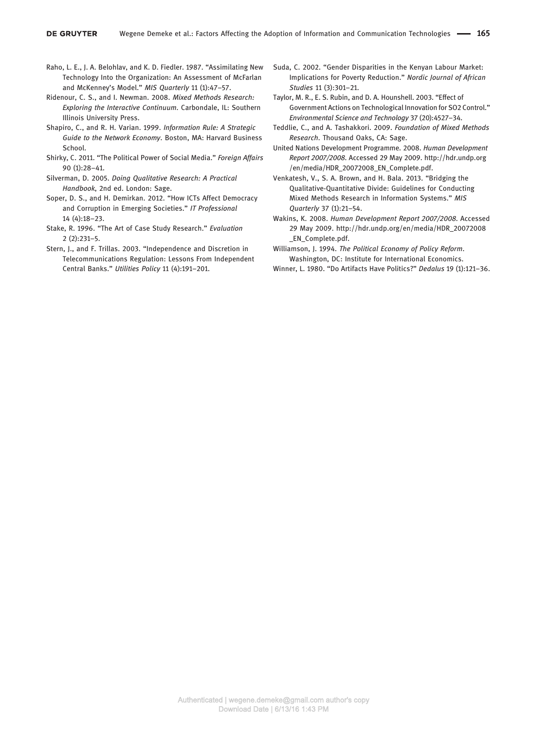Raho, L. E., J. A. Belohlav, and K. D. Fiedler. 1987. "Assimilating New Technology Into the Organization: An Assessment of McFarlan and McKenney's Model." *MIS Quarterly* 11 (1):47–57.

Ridenour, C. S., and I. Newman. 2008. *Mixed Methods Research: Exploring the Interactive Continuum*. Carbondale, IL: Southern Illinois University Press.

Shapiro, C., and R. H. Varian. 1999. *Information Rule: A Strategic Guide to the Network Economy*. Boston, MA: Harvard Business School.

Shirky, C. 2011. "The Political Power of Social Media." *Foreign Affairs* 90 (1):28–41.

Silverman, D. 2005. *Doing Qualitative Research: A Practical Handbook*, 2nd ed. London: Sage.

Soper, D. S., and H. Demirkan. 2012. "How ICTs Affect Democracy and Corruption in Emerging Societies." *IT Professional* 14 (4):18–23.

Stake, R. 1996. "The Art of Case Study Research." *Evaluation* 2 (2):231–5.

Stern, J., and F. Trillas. 2003. "Independence and Discretion in Telecommunications Regulation: Lessons From Independent Central Banks." *Utilities Policy* 11 (4):191–201.

Suda, C. 2002. "Gender Disparities in the Kenyan Labour Market: Implications for Poverty Reduction." *Nordic Journal of African Studies* 11 (3):301–21.

Taylor, M. R., E. S. Rubin, and D. A. Hounshell. 2003. "Effect of Government Actions on Technological Innovation for SO2 Control." *Environmental Science and Technology* 37 (20):4527–34.

Teddlie, C., and A. Tashakkori. 2009. *Foundation of Mixed Methods Research*. Thousand Oaks, CA: Sage.

United Nations Development Programme. 2008. *Human Development Report 2007/2008*. Accessed 29 May 2009. http://hdr.undp.org/en/media/HDR_20072008_EN_Complete.pdf.

Venkatesh, V., S. A. Brown, and H. Bala. 2013. "Bridging the Qualitative-Quantitative Divide: Guidelines for Conducting Mixed Methods Research in Information Systems." *MIS Quarterly* 37 (1):21–54.

Wakins, K. 2008. *Human Development Report 2007/2008*. Accessed 29 May 2009. http://hdr.undp.org/en/media/HDR_20072008_EN_Complete.pdf.

Williamson, J. 1994. *The Political Economy of Policy Reform*. Washington, DC: Institute for International Economics.

Winner, L. 1980. "Do Artifacts Have Politics?" *Dedalus* 19 (1):121–36.